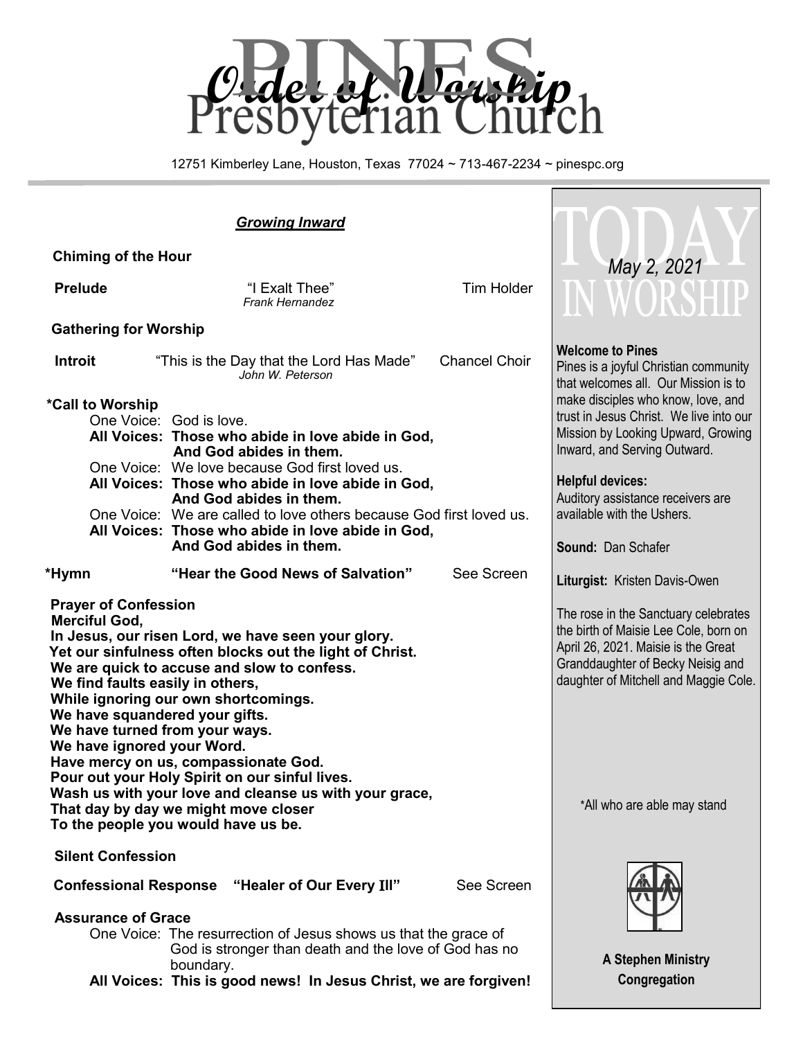# Pines Presbyterian Church

## Order of Worship

12751 Kimberley Lane, Houston, Texas 77024 ~ 713-467-2234 ~ pinespc.org

### *Growing Inward*

**Chiming of the Hour**

**Prelude** "I Exalt Thee" Tim Holder
*Frank Hernandez*

**Gathering for Worship**

**Introit** "This is the Day that the Lord Has Made" Chancel Choir
*John W. Peterson*

**\*Call to Worship**

One Voice: God is love.
**All Voices: Those who abide in love abide in God,
And God abides in them.**
One Voice: We love because God first loved us.
**All Voices: Those who abide in love abide in God,
And God abides in them.**
One Voice: We are called to love others because God first loved us.
**All Voices: Those who abide in love abide in God,
And God abides in them.**

**\*Hymn** **"Hear the Good News of Salvation"** See Screen

**Prayer of Confession**
**Merciful God,
In Jesus, our risen Lord, we have seen your glory.
Yet our sinfulness often blocks out the light of Christ.
We are quick to accuse and slow to confess.
We find faults easily in others,
While ignoring our own shortcomings.
We have squandered your gifts.
We have turned from your ways.
We have ignored your Word.
Have mercy on us, compassionate God.
Pour out your Holy Spirit on our sinful lives.
Wash us with your love and cleanse us with your grace,
That day by day we might move closer
To the people you would have us be.**

**Silent Confession**

**Confessional Response** **"Healer of Our Every Ill"** See Screen

**Assurance of Grace**
One Voice: The resurrection of Jesus shows us that the grace of God is stronger than death and the love of God has no boundary.
**All Voices: This is good news! In Jesus Christ, we are forgiven!**

---

## TODAY IN WORSHIP

*May 2, 2021*

**Welcome to Pines**
Pines is a joyful Christian community that welcomes all. Our Mission is to make disciples who know, love, and trust in Jesus Christ. We live into our Mission by Looking Upward, Growing Inward, and Serving Outward.

**Helpful devices:**
Auditory assistance receivers are available with the Ushers.

**Sound:** Dan Schafer

**Liturgist:** Kristen Davis-Owen

The rose in the Sanctuary celebrates the birth of Maisie Lee Cole, born on April 26, 2021. Maisie is the Great Granddaughter of Becky Neisig and daughter of Mitchell and Maggie Cole.

\*All who are able may stand

**A Stephen Ministry Congregation**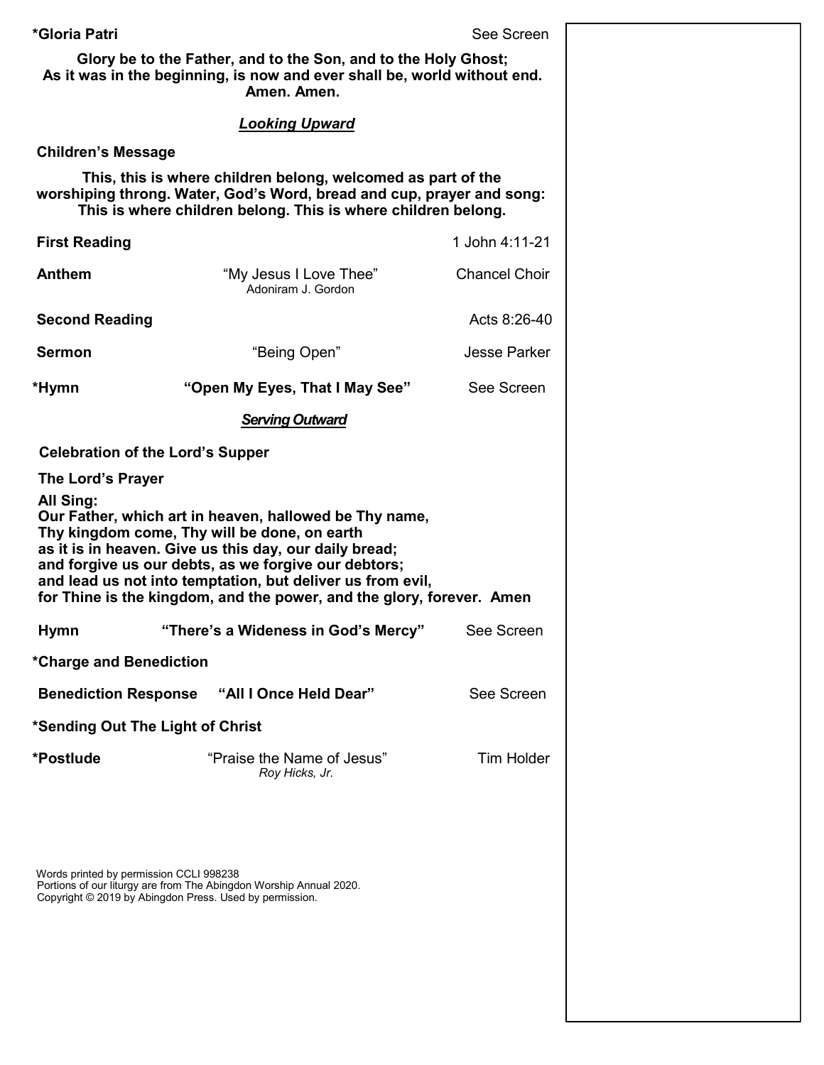**\*Gloria Patri** See Screen

**Glory be to the Father, and to the Son, and to the Holy Ghost;**
**As it was in the beginning, is now and ever shall be, world without end.**
**Amen. Amen.**

***Looking Upward***

**Children's Message**

**This, this is where children belong, welcomed as part of the worshiping throng. Water, God's Word, bread and cup, prayer and song: This is where children belong. This is where children belong.**

**First Reading** 1 John 4:11-21

**Anthem** "My Jesus I Love Thee" Chancel Choir
Adoniram J. Gordon

**Second Reading** Acts 8:26-40

**Sermon** "Being Open" Jesse Parker

**\*Hymn** **"Open My Eyes, That I May See"** See Screen

***Serving Outward***

**Celebration of the Lord's Supper**

**The Lord's Prayer**

**All Sing:**
**Our Father, which art in heaven, hallowed be Thy name,**
**Thy kingdom come, Thy will be done, on earth**
**as it is in heaven. Give us this day, our daily bread;**
**and forgive us our debts, as we forgive our debtors;**
**and lead us not into temptation, but deliver us from evil,**
**for Thine is the kingdom, and the power, and the glory, forever. Amen**

**Hymn** **"There's a Wideness in God's Mercy"** See Screen

**\*Charge and Benediction**

**Benediction Response** **"All I Once Held Dear"** See Screen

**\*Sending Out The Light of Christ**

**\*Postlude** "Praise the Name of Jesus" Tim Holder
*Roy Hicks, Jr.*

Words printed by permission CCLI 998238
Portions of our liturgy are from The Abingdon Worship Annual 2020.
Copyright © 2019 by Abingdon Press. Used by permission.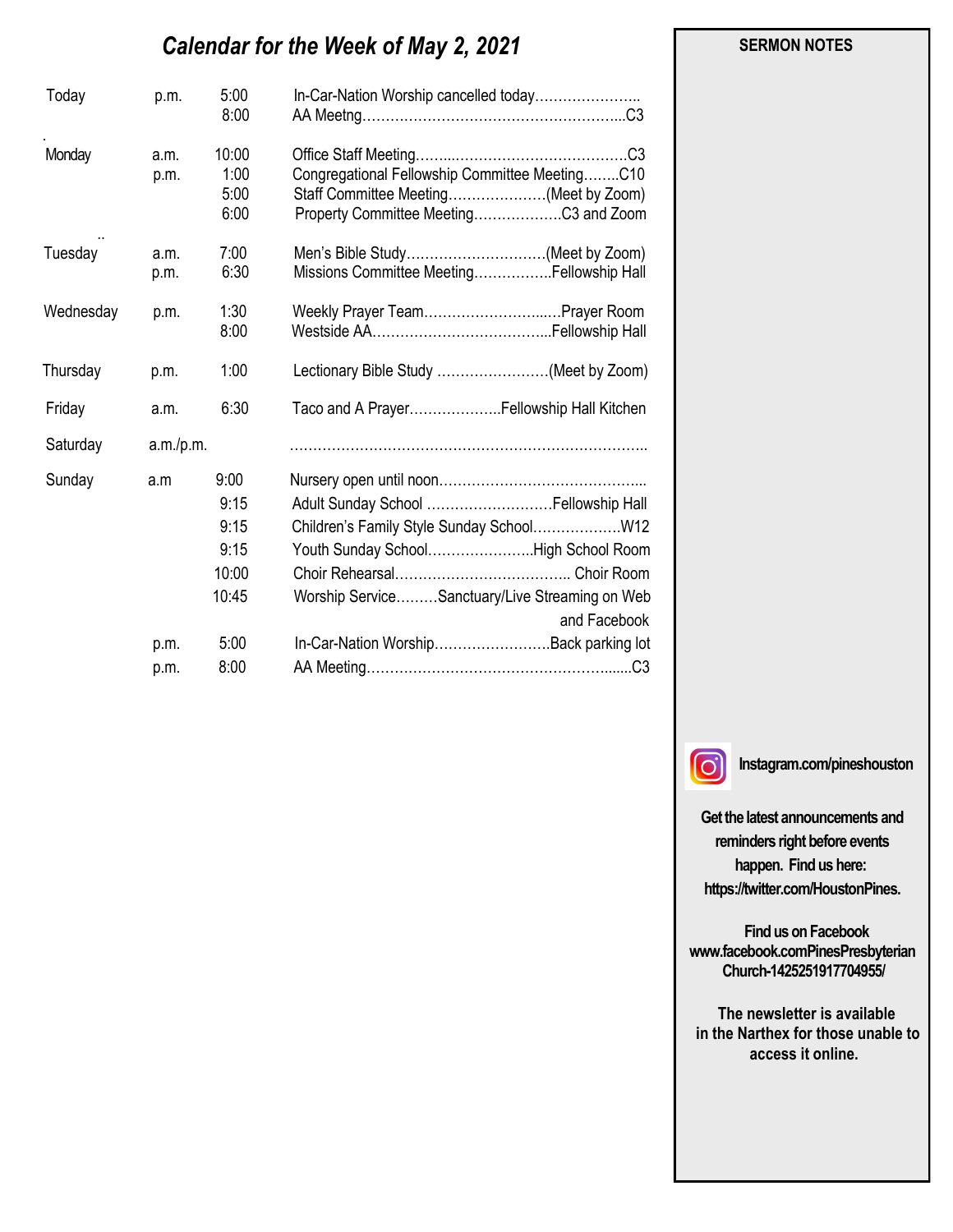# *Calendar for the Week of May 2, 2021*

| | | | |
|---|---|---|---|
| Today | p.m. | 5:00 | In-Car-Nation Worship cancelled today………………….. |
| | | 8:00 | AA Meetng…………………………………………………...C3 |
| Monday | a.m. | 10:00 | Office Staff Meeting……..………………………………..C3 |
| | p.m. | 1:00 | Congregational Fellowship Committee Meeting……..C10 |
| | | 5:00 | Staff Committee Meeting…………………(Meet by Zoom) |
| | | 6:00 | Property Committee Meeting……………….C3 and Zoom |
| Tuesday | a.m. | 7:00 | Men's Bible Study…………………………(Meet by Zoom) |
| | p.m. | 6:30 | Missions Committee Meeting……………..Fellowship Hall |
| Wednesday | p.m. | 1:30 | Weekly Prayer Team……………………...…Prayer Room |
| | | 8:00 | Westside AA………………………………...Fellowship Hall |
| Thursday | p.m. | 1:00 | Lectionary Bible Study ……………………(Meet by Zoom) |
| Friday | a.m. | 6:30 | Taco and A Prayer………………..Fellowship Hall Kitchen |
| Saturday | a.m./p.m. | | ………………………………………………………………….. |
| Sunday | a.m | 9:00 | Nursery open until noon…………………………………... |
| | | 9:15 | Adult Sunday School ………………………Fellowship Hall |
| | | 9:15 | Children's Family Style Sunday School……………….W12 |
| | | 9:15 | Youth Sunday School…………………..High School Room |
| | | 10:00 | Choir Rehearsal……………………………….. Choir Room |
| | | 10:45 | Worship Service………Sanctuary/Live Streaming on Web and Facebook |
| | p.m. | 5:00 | In-Car-Nation Worship…………………….Back parking lot |
| | p.m. | 8:00 | AA Meeting………………………………………………......C3 |

**SERMON NOTES**

**Instagram.com/pineshouston**

**Get the latest announcements and reminders right before events happen. Find us here: https://twitter.com/HoustonPines.**

**Find us on Facebook www.facebook.comPinesPresbyterian Church-1425251917704955/**

**The newsletter is available in the Narthex for those unable to access it online.**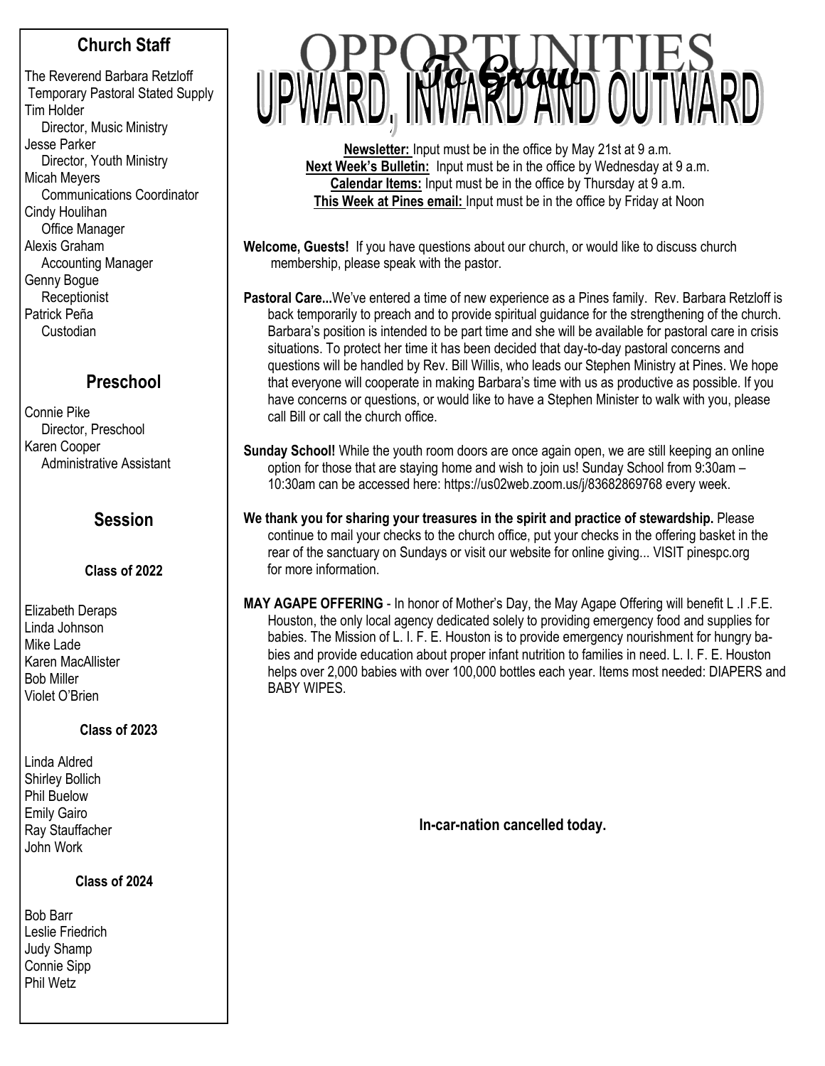## Church Staff

The Reverend Barbara Retzloff
Temporary Pastoral Stated Supply
Tim Holder
Director, Music Ministry
Jesse Parker
Director, Youth Ministry
Micah Meyers
Communications Coordinator
Cindy Houlihan
Office Manager
Alexis Graham
Accounting Manager
Genny Bogue
Receptionist
Patrick Peña
Custodian

## Preschool

Connie Pike
Director, Preschool
Karen Cooper
Administrative Assistant

## Session

**Class of 2022**

Elizabeth Deraps
Linda Johnson
Mike Lade
Karen MacAllister
Bob Miller
Violet O'Brien

**Class of 2023**

Linda Aldred
Shirley Bollich
Phil Buelow
Emily Gairo
Ray Stauffacher
John Work

**Class of 2024**

Bob Barr
Leslie Friedrich
Judy Shamp
Connie Sipp
Phil Wetz

# OPPORTUNITIES To Grow UPWARD, INWARD AND OUTWARD

**Newsletter:** Input must be in the office by May 21st at 9 a.m.
**Next Week's Bulletin:** Input must be in the office by Wednesday at 9 a.m.
**Calendar Items:** Input must be in the office by Thursday at 9 a.m.
**This Week at Pines email:** Input must be in the office by Friday at Noon

**Welcome, Guests!** If you have questions about our church, or would like to discuss church membership, please speak with the pastor.

**Pastoral Care...**We've entered a time of new experience as a Pines family. Rev. Barbara Retzloff is back temporarily to preach and to provide spiritual guidance for the strengthening of the church. Barbara's position is intended to be part time and she will be available for pastoral care in crisis situations. To protect her time it has been decided that day-to-day pastoral concerns and questions will be handled by Rev. Bill Willis, who leads our Stephen Ministry at Pines. We hope that everyone will cooperate in making Barbara's time with us as productive as possible. If you have concerns or questions, or would like to have a Stephen Minister to walk with you, please call Bill or call the church office.

**Sunday School!** While the youth room doors are once again open, we are still keeping an online option for those that are staying home and wish to join us! Sunday School from 9:30am – 10:30am can be accessed here: https://us02web.zoom.us/j/83682869768 every week.

**We thank you for sharing your treasures in the spirit and practice of stewardship.** Please continue to mail your checks to the church office, put your checks in the offering basket in the rear of the sanctuary on Sundays or visit our website for online giving... VISIT pinespc.org for more information.

**MAY AGAPE OFFERING** - In honor of Mother's Day, the May Agape Offering will benefit L .I .F.E. Houston, the only local agency dedicated solely to providing emergency food and supplies for babies. The Mission of L. I. F. E. Houston is to provide emergency nourishment for hungry babies and provide education about proper infant nutrition to families in need. L. I. F. E. Houston helps over 2,000 babies with over 100,000 bottles each year. Items most needed: DIAPERS and BABY WIPES.

**In-car-nation cancelled today.**